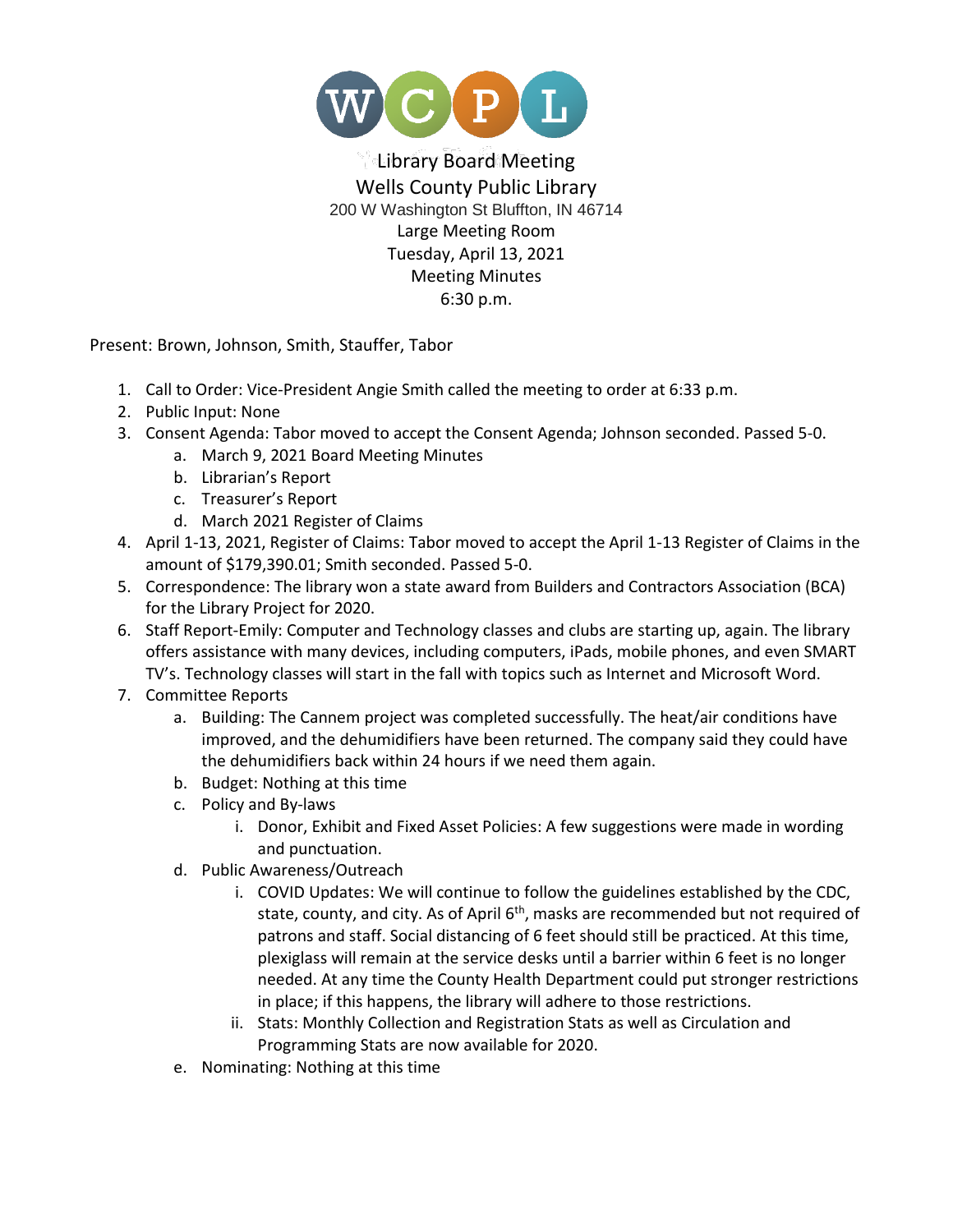WCPL

Library Board Meeting
Wells County Public Library
200 W Washington St Bluffton, IN 46714
Large Meeting Room
Tuesday, April 13, 2021
Meeting Minutes
6:30 p.m.

Present: Brown, Johnson, Smith, Stauffer, Tabor

1. Call to Order: Vice-President Angie Smith called the meeting to order at 6:33 p.m.
2. Public Input: None
3. Consent Agenda: Tabor moved to accept the Consent Agenda; Johnson seconded. Passed 5-0.
   a. March 9, 2021 Board Meeting Minutes
   b. Librarian's Report
   c. Treasurer's Report
   d. March 2021 Register of Claims
4. April 1-13, 2021, Register of Claims: Tabor moved to accept the April 1-13 Register of Claims in the amount of $179,390.01; Smith seconded. Passed 5-0.
5. Correspondence: The library won a state award from Builders and Contractors Association (BCA) for the Library Project for 2020.
6. Staff Report-Emily: Computer and Technology classes and clubs are starting up, again. The library offers assistance with many devices, including computers, iPads, mobile phones, and even SMART TV's. Technology classes will start in the fall with topics such as Internet and Microsoft Word.
7. Committee Reports
   a. Building: The Cannem project was completed successfully. The heat/air conditions have improved, and the dehumidifiers have been returned. The company said they could have the dehumidifiers back within 24 hours if we need them again.
   b. Budget: Nothing at this time
   c. Policy and By-laws
      i. Donor, Exhibit and Fixed Asset Policies: A few suggestions were made in wording and punctuation.
   d. Public Awareness/Outreach
      i. COVID Updates: We will continue to follow the guidelines established by the CDC, state, county, and city. As of April 6th, masks are recommended but not required of patrons and staff. Social distancing of 6 feet should still be practiced. At this time, plexiglass will remain at the service desks until a barrier within 6 feet is no longer needed. At any time the County Health Department could put stronger restrictions in place; if this happens, the library will adhere to those restrictions.
      ii. Stats: Monthly Collection and Registration Stats as well as Circulation and Programming Stats are now available for 2020.
   e. Nominating: Nothing at this time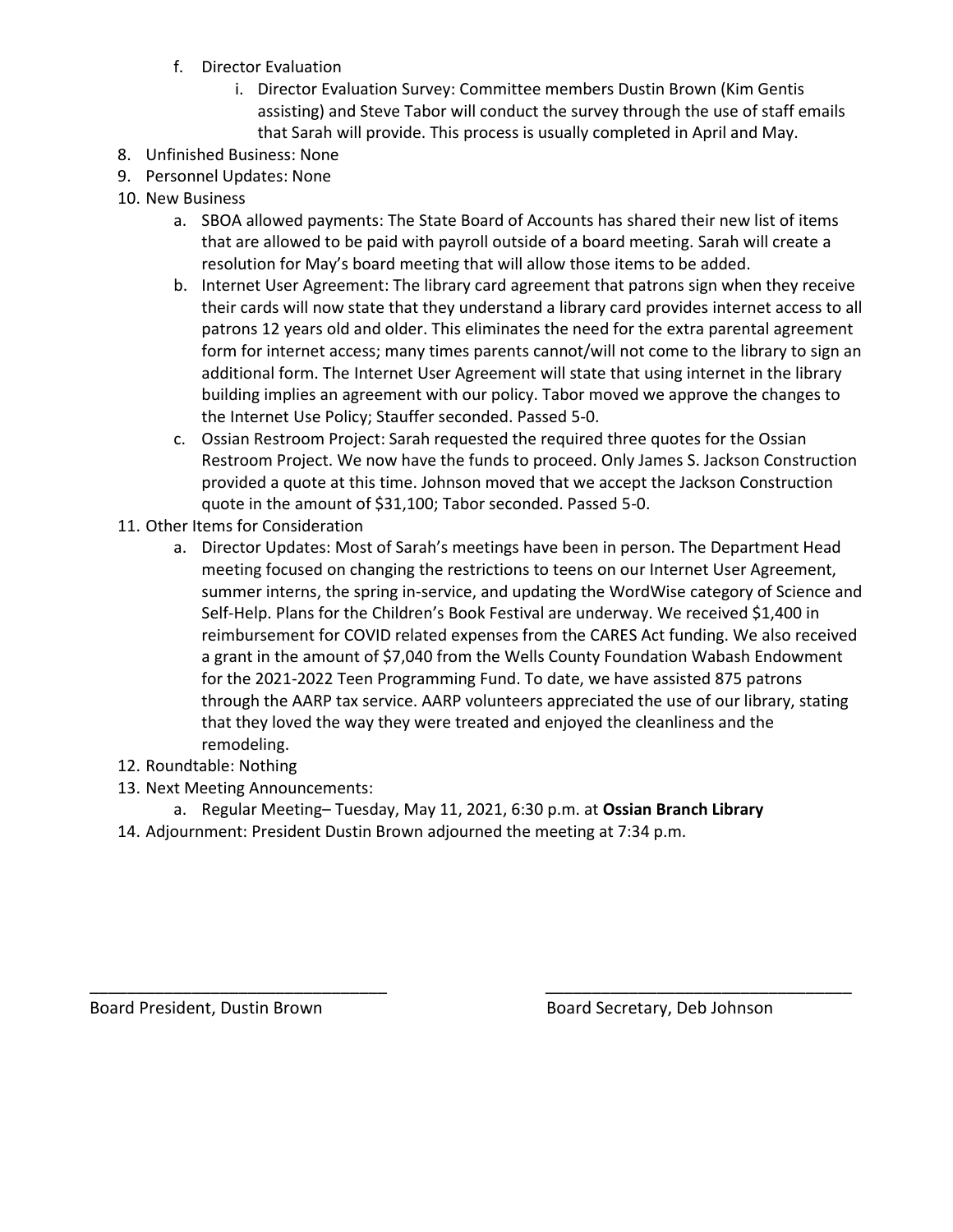f. Director Evaluation
   i. Director Evaluation Survey: Committee members Dustin Brown (Kim Gentis assisting) and Steve Tabor will conduct the survey through the use of staff emails that Sarah will provide. This process is usually completed in April and May.

8. Unfinished Business: None
9. Personnel Updates: None
10. New Business
    a. SBOA allowed payments: The State Board of Accounts has shared their new list of items that are allowed to be paid with payroll outside of a board meeting. Sarah will create a resolution for May's board meeting that will allow those items to be added.
    b. Internet User Agreement: The library card agreement that patrons sign when they receive their cards will now state that they understand a library card provides internet access to all patrons 12 years old and older. This eliminates the need for the extra parental agreement form for internet access; many times parents cannot/will not come to the library to sign an additional form. The Internet User Agreement will state that using internet in the library building implies an agreement with our policy. Tabor moved we approve the changes to the Internet Use Policy; Stauffer seconded. Passed 5-0.
    c. Ossian Restroom Project: Sarah requested the required three quotes for the Ossian Restroom Project. We now have the funds to proceed. Only James S. Jackson Construction provided a quote at this time. Johnson moved that we accept the Jackson Construction quote in the amount of $31,100; Tabor seconded. Passed 5-0.
11. Other Items for Consideration
    a. Director Updates: Most of Sarah's meetings have been in person. The Department Head meeting focused on changing the restrictions to teens on our Internet User Agreement, summer interns, the spring in-service, and updating the WordWise category of Science and Self-Help. Plans for the Children's Book Festival are underway. We received $1,400 in reimbursement for COVID related expenses from the CARES Act funding. We also received a grant in the amount of $7,040 from the Wells County Foundation Wabash Endowment for the 2021-2022 Teen Programming Fund. To date, we have assisted 875 patrons through the AARP tax service. AARP volunteers appreciated the use of our library, stating that they loved the way they were treated and enjoyed the cleanliness and the remodeling.
12. Roundtable: Nothing
13. Next Meeting Announcements:
    a. Regular Meeting– Tuesday, May 11, 2021, 6:30 p.m. at **Ossian Branch Library**
14. Adjournment: President Dustin Brown adjourned the meeting at 7:34 p.m.

_________________________________ Board President, Dustin Brown

_________________________________ Board Secretary, Deb Johnson